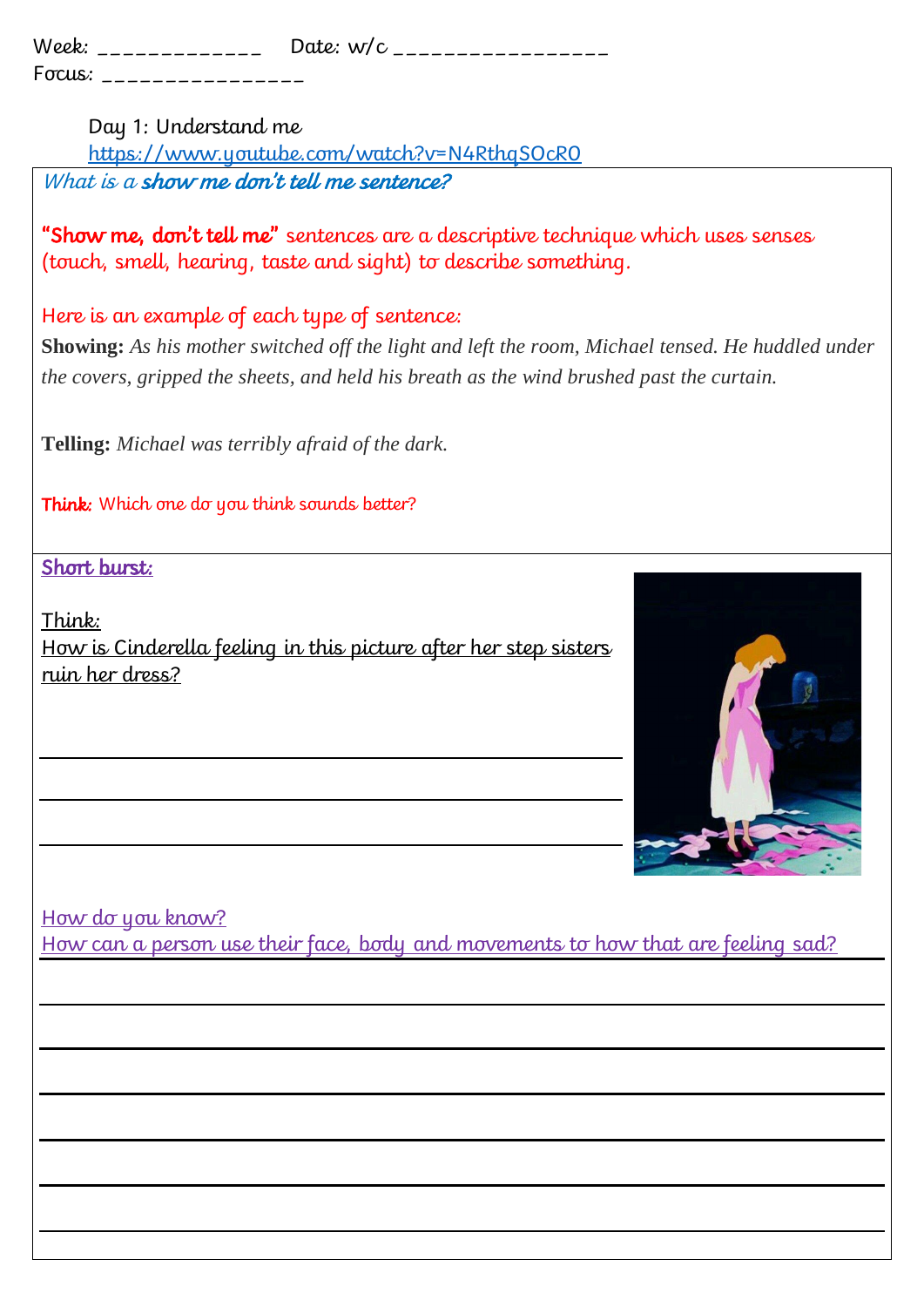Week: _____________ Date: w/c _________________
Focus: ________________

Day 1: Understand me
https://www.youtube.com/watch?v=N4RthqSOcR0

*What is a **show me don't tell me sentence?***

**"Show me, don't tell me"** sentences are a descriptive technique which uses senses (touch, smell, hearing, taste and sight) to describe something.

Here is an example of each type of sentence:

**Showing:** *As his mother switched off the light and left the room, Michael tensed. He huddled under the covers, gripped the sheets, and held his breath as the wind brushed past the curtain.*

**Telling:** *Michael was terribly afraid of the dark.*

**Think:** Which one do you think sounds better?

**Short burst:**

Think:
How is Cinderella feeling in this picture after her step sisters ruin her dress?

_______________________________________________

_______________________________________________

_______________________________________________

How do you know?
How can a person use their face, body and movements to how that are feeling sad?

_______________________________________________

_______________________________________________

_______________________________________________

_______________________________________________

_______________________________________________

_______________________________________________

_______________________________________________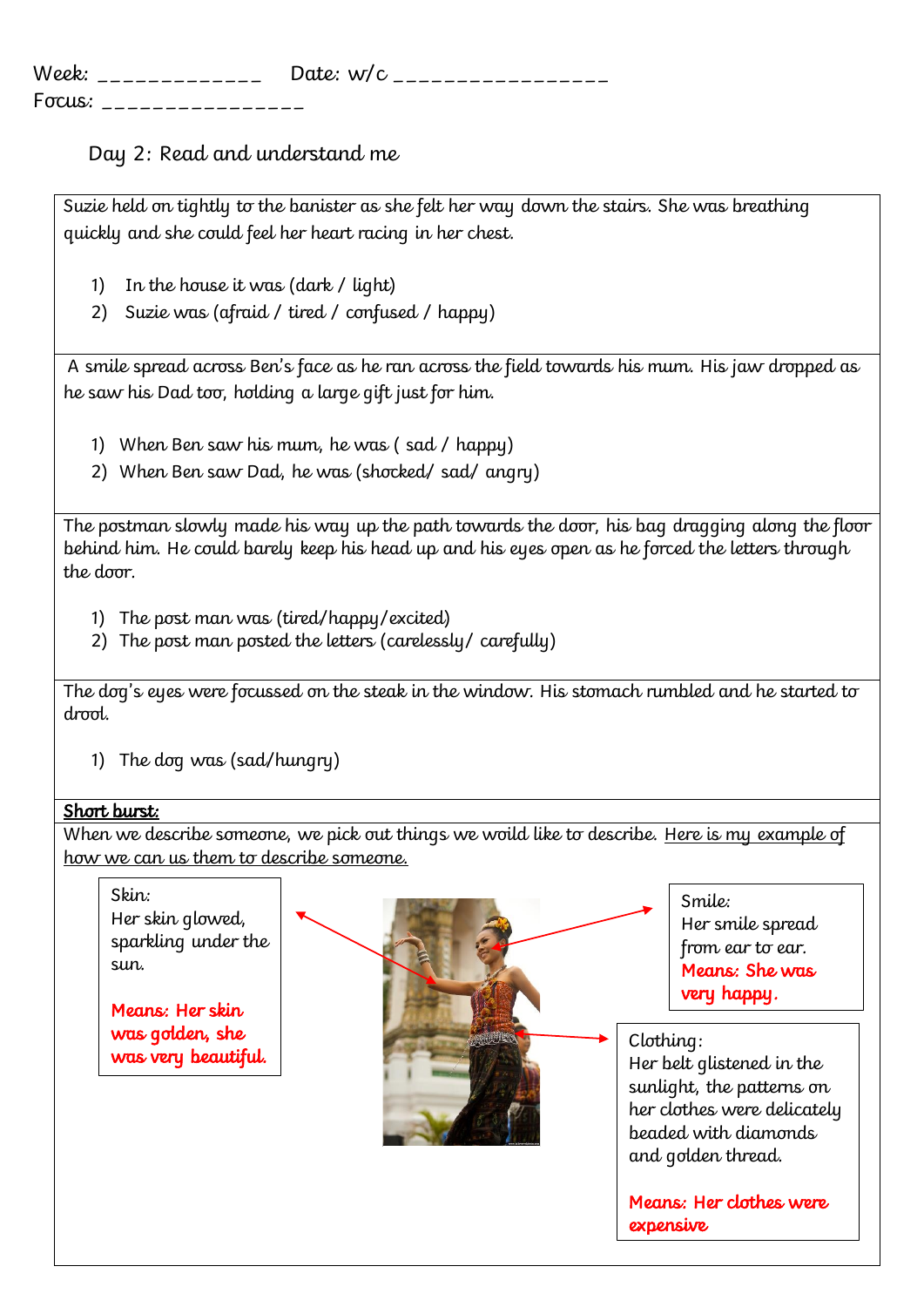Week: _____________ Date: w/c ________________

Focus: ________________

## Day 2: Read and understand me

Suzie held on tightly to the banister as she felt her way down the stairs. She was breathing quickly and she could feel her heart racing in her chest.

1) In the house it was (dark / light)
2) Suzie was (afraid / tired / confused / happy)

A smile spread across Ben's face as he ran across the field towards his mum. His jaw dropped as he saw his Dad too, holding a large gift just for him.

1) When Ben saw his mum, he was ( sad / happy)
2) When Ben saw Dad, he was (shocked/ sad/ angry)

The postman slowly made his way up the path towards the door, his bag dragging along the floor behind him. He could barely keep his head up and his eyes open as he forced the letters through the door.

1) The post man was (tired/happy/excited)
2) The post man posted the letters (carelessly/ carefully)

The dog's eyes were focussed on the steak in the window. His stomach rumbled and he started to drool.

1) The dog was (sad/hungry)

**Short burst:**

When we describe someone, we pick out things we woild like to describe. Here is my example of how we can us them to describe someone.

Skin:
Her skin glowed, sparkling under the sun.

Means: Her skin was golden, she was very beautiful.

Smile:
Her smile spread from ear to ear.

Means: She was very happy.

Clothing:
Her belt glistened in the sunlight, the patterns on her clothes were delicately beaded with diamonds and golden thread.

Means: Her clothes were expensive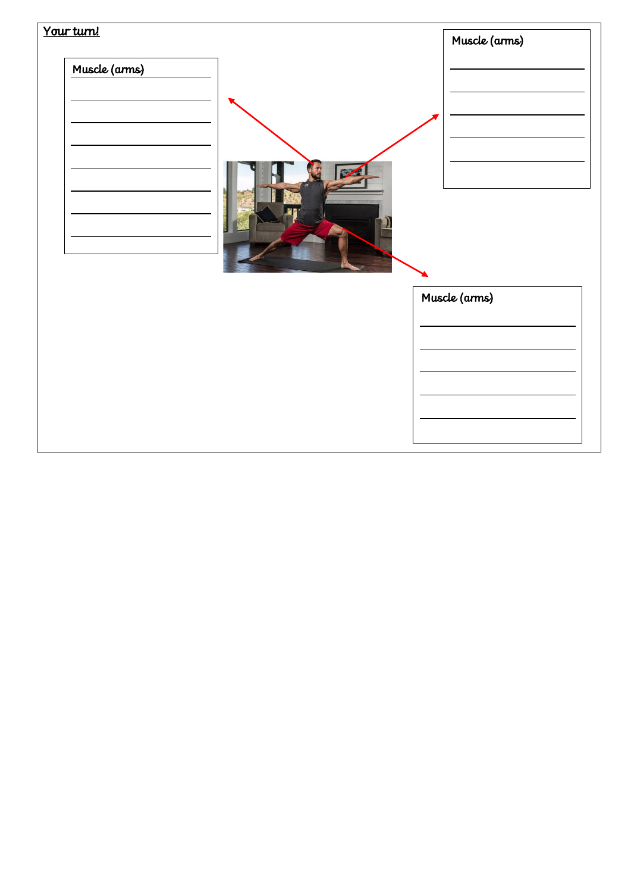Your turn!

Muscle (arms)

Muscle (arms)

Muscle (arms)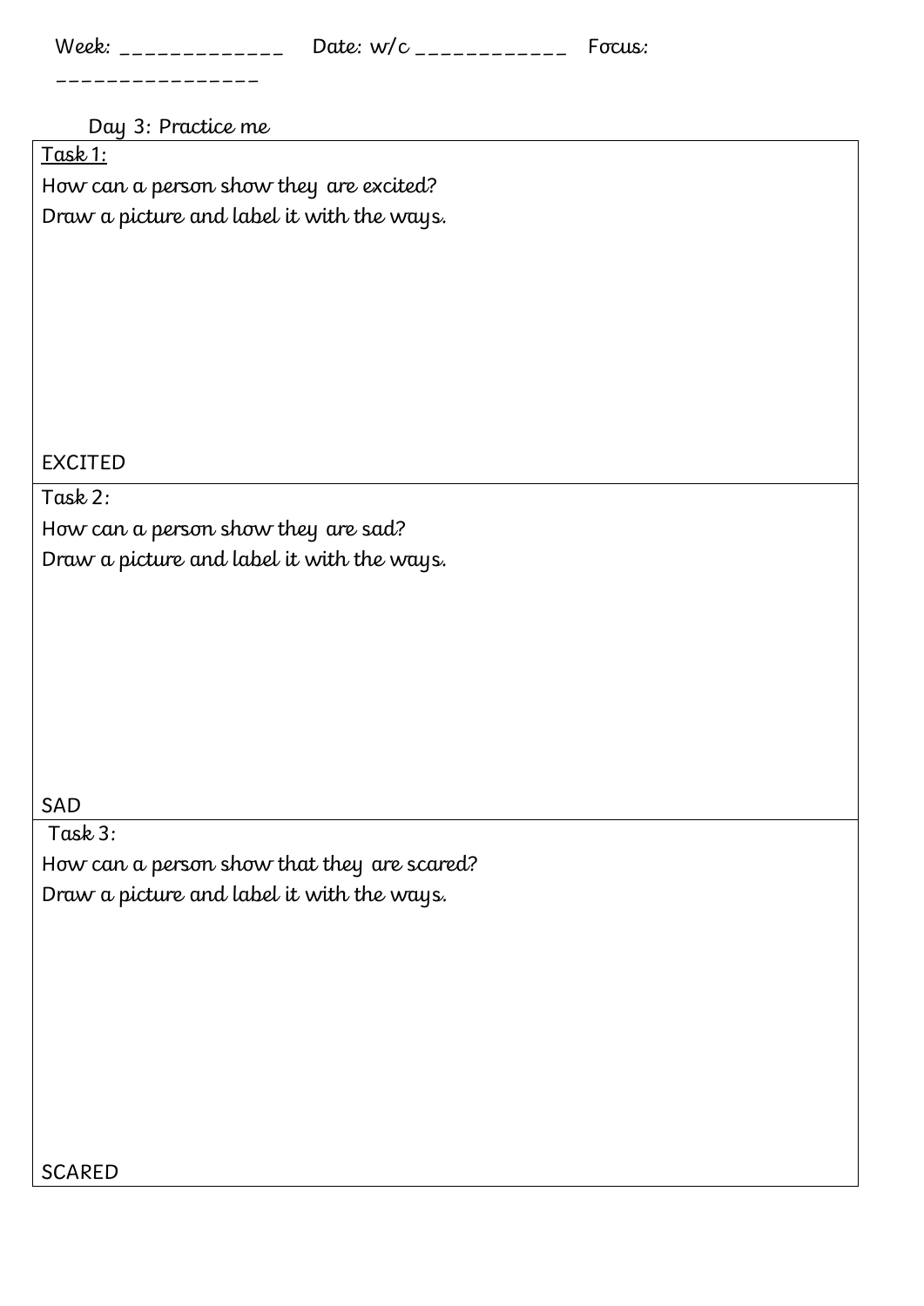Week: _____________ Date: w/c ____________ Focus: ________________

Day 3: Practice me

| Task 1:<br>How can a person show they are excited?<br>Draw a picture and label it with the ways.<br><br><br><br><br>EXCITED |
|---|
| Task 2:<br>How can a person show they are sad?<br>Draw a picture and label it with the ways.<br><br><br><br><br>SAD |
| Task 3:<br>How can a person show that they are scared?<br>Draw a picture and label it with the ways.<br><br><br><br><br>SCARED |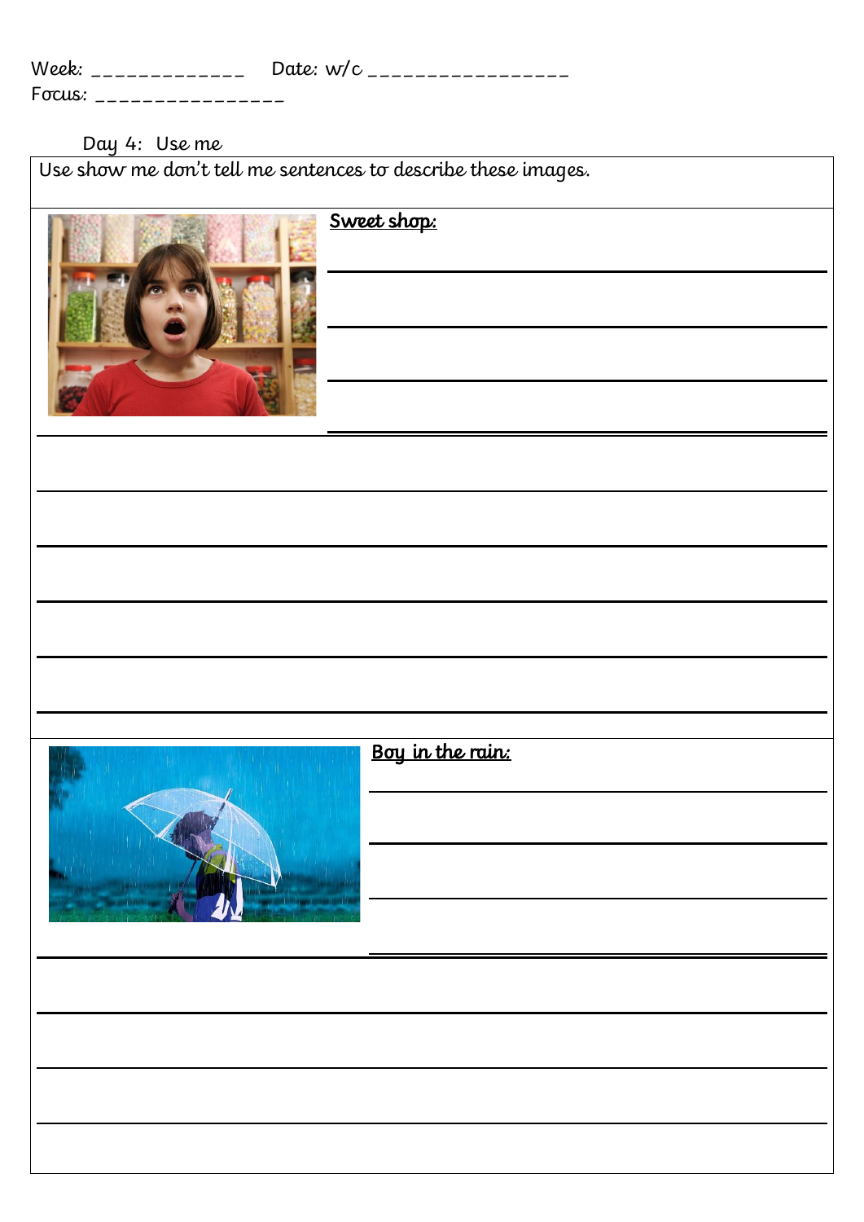Week: _____________ Date: w/c _________________

Focus: ________________

Day 4: Use me

Use show me don't tell me sentences to describe these images.

**Sweet shop:**

______________________________________________

______________________________________________

______________________________________________

______________________________________________

______________________________________________

______________________________________________

______________________________________________

______________________________________________

______________________________________________

**Boy in the rain:**

______________________________________________

______________________________________________

______________________________________________

______________________________________________

______________________________________________

______________________________________________

______________________________________________

______________________________________________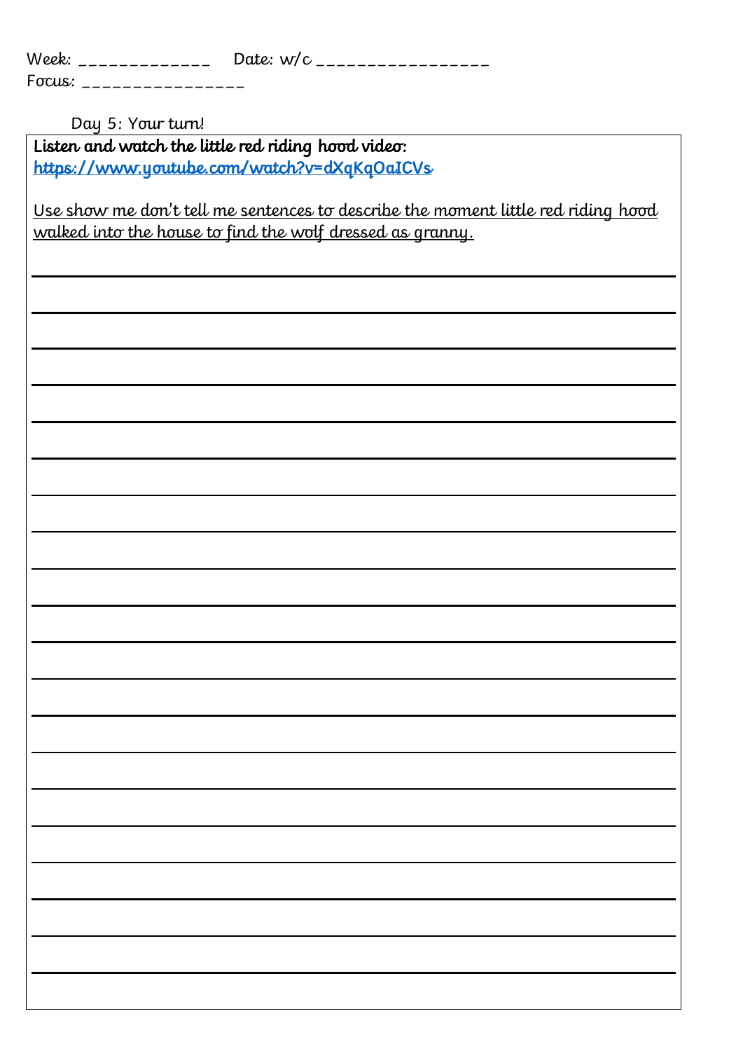Week: _____________ Date: w/c ________________

Focus: _______________

Day 5: Your turn!

**Listen and watch the little red riding hood video:**
https://www.youtube.com/watch?v=dXqKqOaICVs

Use show me don't tell me sentences to describe the moment little red riding hood walked into the house to find the wolf dressed as granny.